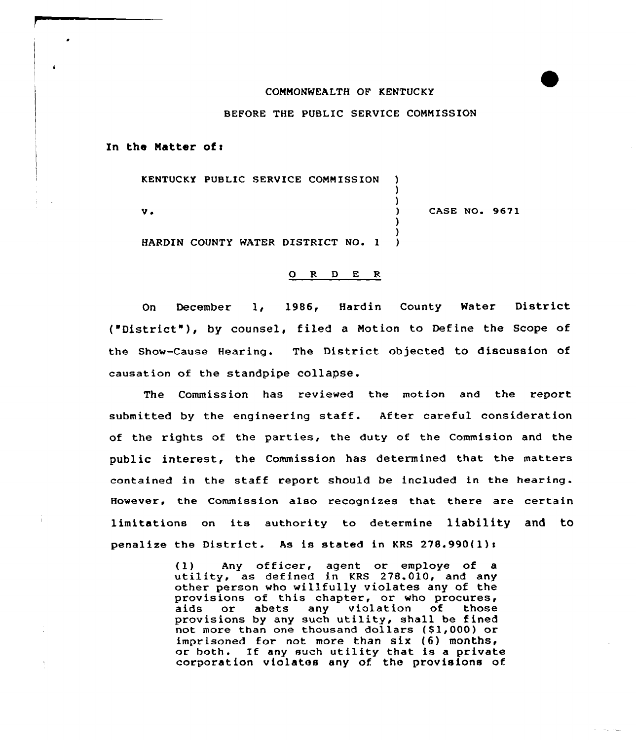COMMONWEALTH OF KENTUCKY

BEFORE THE PUBLIC SERVICE COMMISSION

In the Matter of:

KENTUCKY PUBLIC SERVICE COMMISSION )
v. ) CASE NO. 9671
HARDIN COUNTY WATER DISTRICT NO. 1 )

O R D E R

On December 1, 1986, Hardin County Water District ("District"), by counsel, filed a Motion to Define the Scope of the Show-Cause Hearing. The District objected to discussion of causation of the standpipe collapse.

The Commission has reviewed the motion and the report submitted by the engineering staff. After careful consideration of the rights of the parties, the duty of the Commision and the public interest, the Commission has determined that the matters contained in the staff report should be included in the hearing. However, the Commission also recognizes that there are certain limitations on its authority to determine liability and to penalize the District. As is stated in KRS 278.990(1):

> (1) Any officer, agent or employe of a utility, as defined in KRS 278.010, and any other person who willfully violates any of the provisions of this chapter, or who procures, aids or abets any violation of those provisions by any such utility, shall be fined not more than one thousand dollars ($1,000) or imprisoned for not more than six (6) months, or both. If any such utility that is a private corporation violates any of the provisions of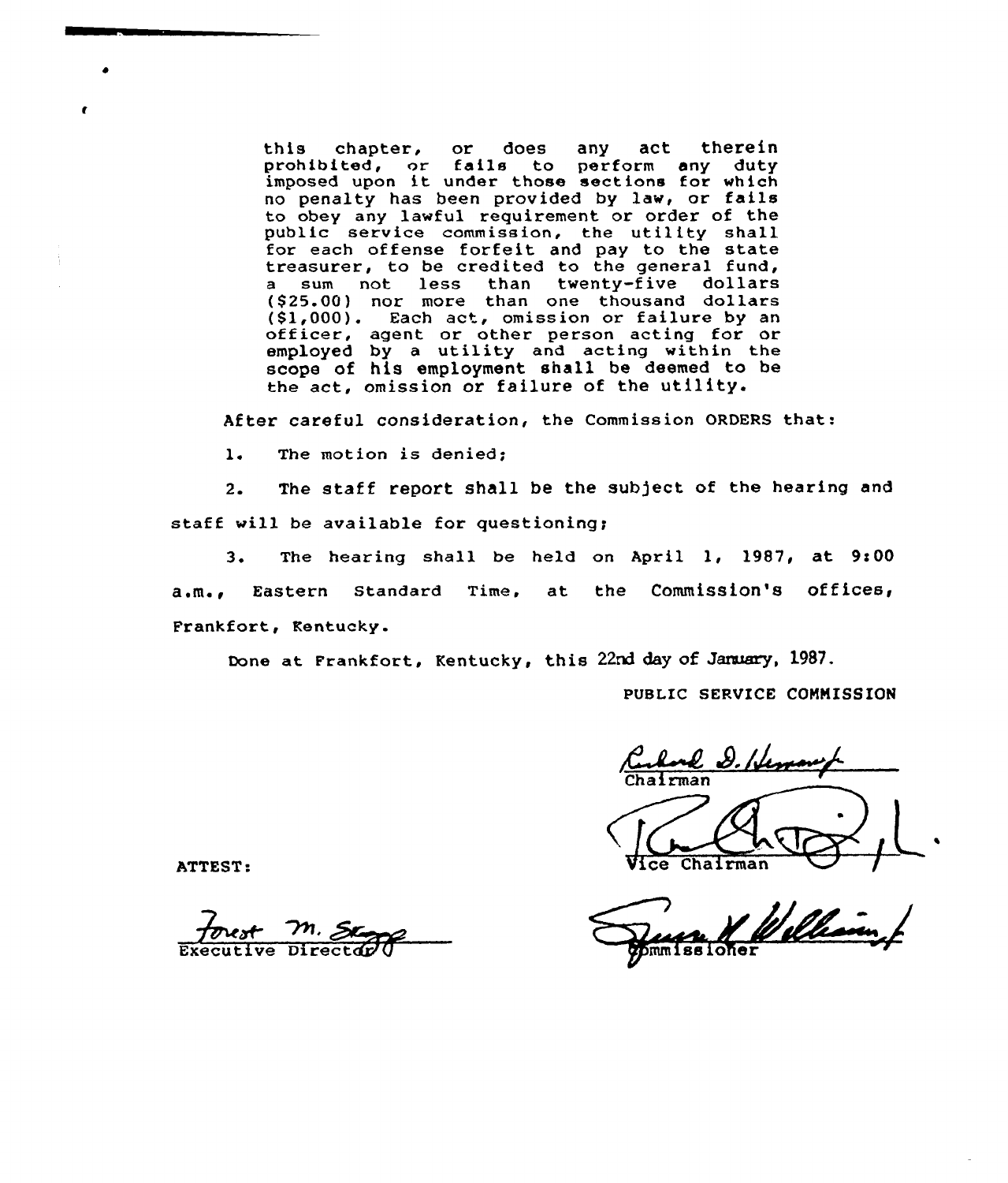> this chapter, or does any act therein prohibited, or fails to perform any duty imposed upon it under those sections for which no penalty has been provided by law, or fails to obey any lawful requirement or order of the public service commission, the utility shall for each offense forfeit and pay to the state treasurer, to be credited to the general fund, a sum not less than twenty-five dollars ($25.00) nor more than one thousand dollars ($1,000). Each act, omission or failure by an officer, agent or other person acting for or employed by a utility and acting within the scope of his employment shall be deemed to be the act, omission or failure of the utility.

After careful consideration, the Commission ORDERS that:

1. The motion is denied;

2. The staff report shall be the subject of the hearing and staff will be available for questioning;

3. The hearing shall be held on April 1, 1987, at 9:00 a.m., Eastern Standard Time, at the Commission's offices, Frankfort, Kentucky.

Done at Frankfort, Kentucky, this 22nd day of January, 1987.

PUBLIC SERVICE COMMISSION

Chairman

Vice Chairman

Commissioner

ATTEST:

Executive Director